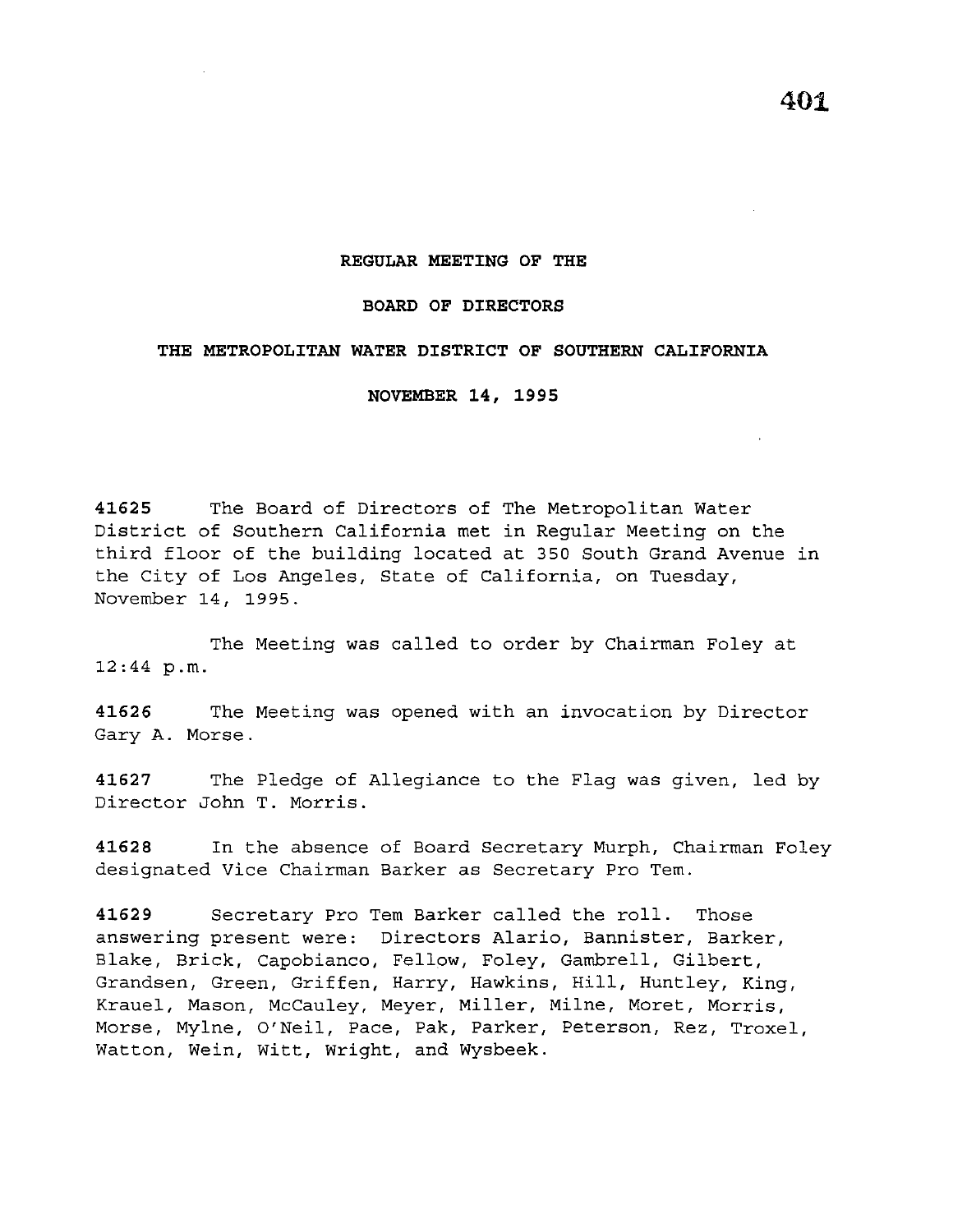**REGULAR MEETING OF THE**

**BOARD OF DIRECTORS**

**THE METROPOLITAN WATER DISTRICT OF SOUTHERN CALIFORNIA**

**NOVEMBER 14, 1995**

**41625** The Board of Directors of The Metropolitan Water District of Southern California met in Regular Meeting on the third floor of the building located at 350 South Grand Avenue in the City of Los Angeles, State of California, on Tuesday, November 14, 1995.

The Meeting was called to order by Chairman Foley at 12:44 p.m.

**41626** The Meeting was opened with an invocation by Director Gary A. Morse.

**41627** The Pledge of Allegiance to the Flag was given, led by Director John T. Morris.

**41628** In the absence of Board Secretary Murph, Chairman Foley designated Vice Chairman Barker as Secretary Pro Tem.

**41629** Secretary Pro Tem Barker called the roll. Those answering present were: Directors Alario, Bannister, Barker, Blake, Brick, Capobianco, Fellow, Foley, Gambrell, Gilbert, Grandsen, Green, Griffen, Harry, Hawkins, Hill, Huntley, King, Krauel, Mason, McCauley, Meyer, Miller, Milne, Moret, Morris, Morse, Mylne, O'Neil, Pace, Pak, Parker, Peterson, Rez, Troxel, Watton, Wein, Witt, Wright, and Wysbeek.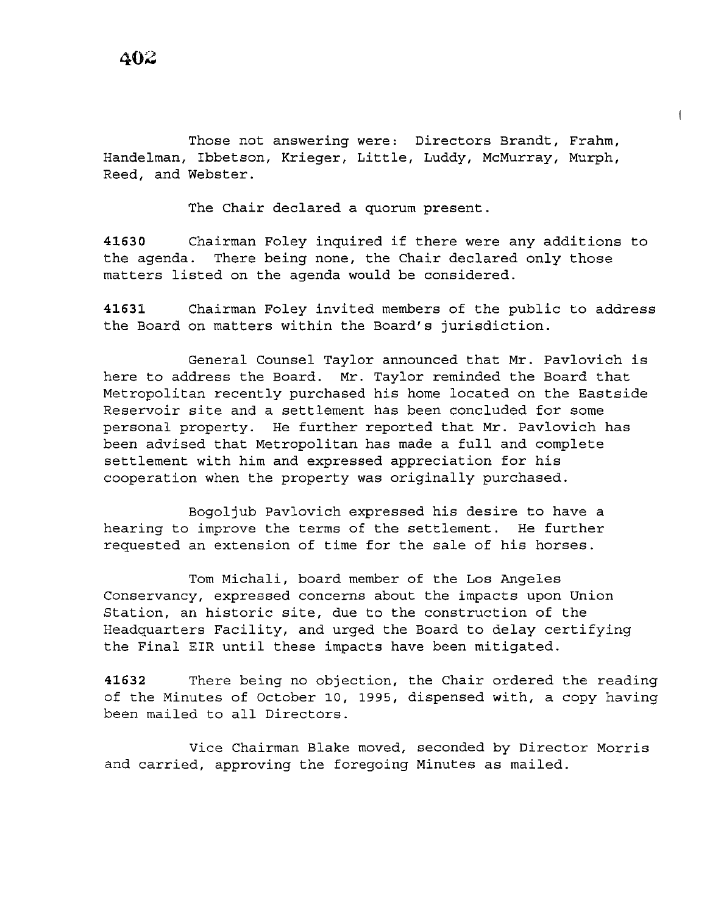Those not answering were: Directors Brandt, Frahm, Handelman, Ibbetson, Krieger, Little, Luddy, McMurray, Murph, Reed, and Webster.

The Chair declared a quorum present.

**41630** Chairman Foley inquired if there were any additions to the agenda. There being none, the Chair declared only those matters listed on the agenda would be considered.

**41631** Chairman Foley invited members of the public to address the Board on matters within the Board's jurisdiction.

General Counsel Taylor announced that Mr. Pavlovich is here to address the Board. Mr. Taylor reminded the Board that Metropolitan recently purchased his home located on the Eastside Reservoir site and a settlement has been concluded for some personal property. He further reported that Mr. Pavlovich has been advised that Metropolitan has made a full and complete settlement with him and expressed appreciation for his cooperation when the property was originally purchased.

Bogoljub Pavlovich expressed his desire to have a hearing to improve the terms of the settlement. He further requested an extension of time for the sale of his horses.

Tom Michali, board member of the Los Angeles Conservancy, expressed concerns about the impacts upon Union Station, an historic site, due to the construction of the Headquarters Facility, and urged the Board to delay certifying the Final EIR until these impacts have been mitigated.

**41632** There being no objection, the Chair ordered the reading of the Minutes of October 10, 1995, dispensed with, a copy having been mailed to all Directors.

Vice Chairman Blake moved, seconded by Director Morris and carried, approving the foregoing Minutes as mailed.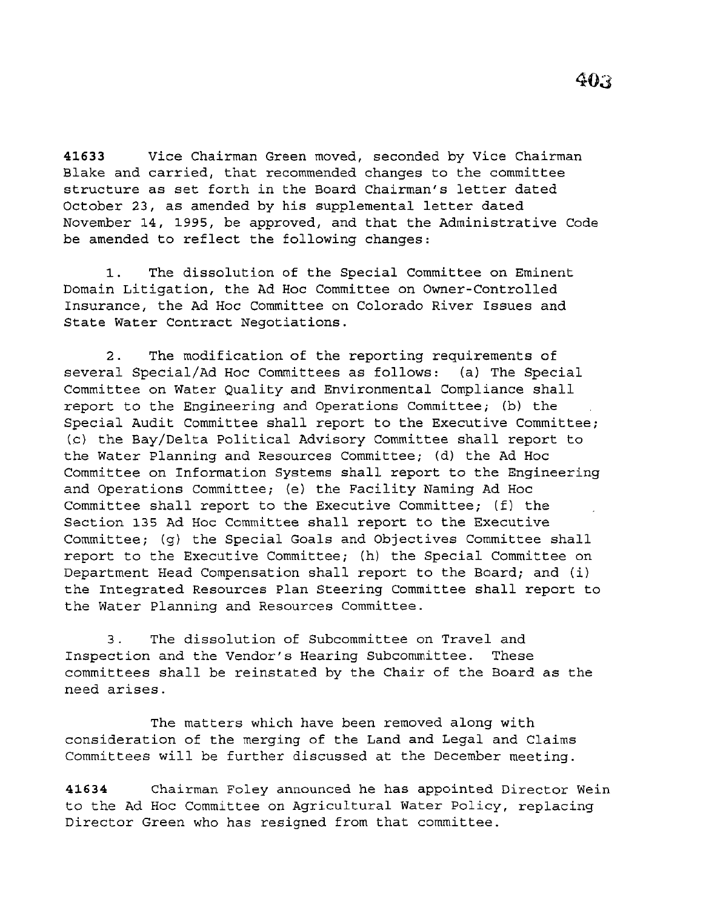**41633** Vice Chairman Green moved, seconded by Vice Chairman Blake and carried, that recommended changes to the committee structure as set forth in the Board Chairman's letter dated October 23, as amended by his supplemental letter dated November 14, 1995, be approved, and that the Administrative Code be amended to reflect the following changes:

1. The dissolution of the Special Committee on Eminent Domain Litigation, the Ad Hoc Committee on Owner-Controlled Insurance, the Ad Hoc Committee on Colorado River Issues and State Water Contract Negotiations.

2. The modification of the reporting requirements of several Special/Ad Hoc Committees as follows: (a) The Special Committee on Water Quality and Environmental Compliance shall report to the Engineering and Operations Committee; (b) the Special Audit Committee shall report to the Executive Committee; (c) the Bay/Delta Political Advisory Committee shall report to the Water Planning and Resources Committee; (d) the Ad Hoc Committee on Information Systems shall report to the Engineering and Operations Committee; (e) the Facility Naming Ad Hoc Committee shall report to the Executive Committee; (f) the Section 135 Ad Hoc Committee shall report to the Executive Committee; (g) the Special Goals and Objectives Committee shall report to the Executive Committee; (h) the Special Committee on Department Head Compensation shall report to the Board; and (i) the Integrated Resources Plan Steering Committee shall report to the Water Planning and Resources Committee.

3. The dissolution of Subcommittee on Travel and Inspection and the Vendor's Hearing Subcommittee. These committees shall be reinstated by the Chair of the Board as the need arises.

The matters which have been removed along with consideration of the merging of the Land and Legal and Claims Committees will be further discussed at the December meeting.

**41634** Chairman Foley announced he has appointed Director Wein to the Ad Hoc Committee on Agricultural Water Policy, replacing Director Green who has resigned from that committee.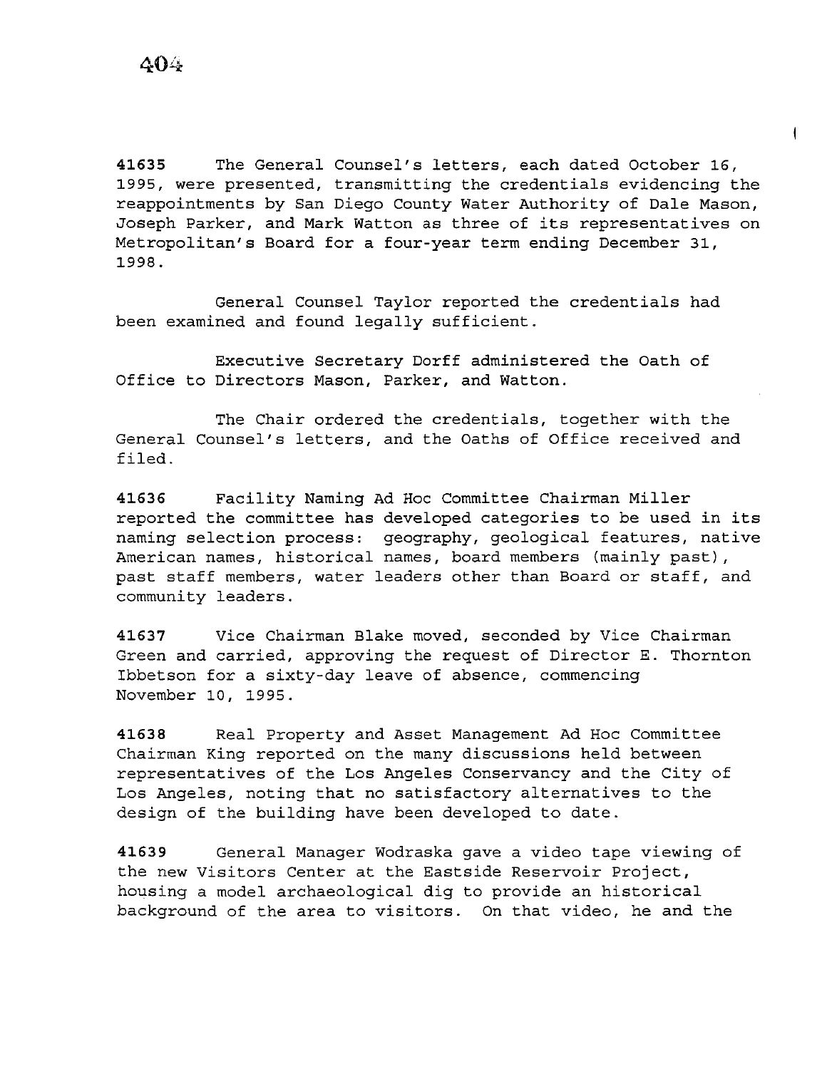**41635** The General Counsel's letters, each dated October 16, 1995, were presented, transmitting the credentials evidencing the reappointments by San Diego County Water Authority of Dale Mason, Joseph Parker, and Mark Watton as three of its representatives on Metropolitan's Board for a four-year term ending December 31, 1998.

General Counsel Taylor reported the credentials had been examined and found legally sufficient.

Executive Secretary Dorff administered the Oath of Office to Directors Mason, Parker, and Watton.

The Chair ordered the credentials, together with the General Counsel's letters, and the Oaths of Office received and filed.

**41636** Facility Naming Ad Hoc Committee Chairman Miller reported the committee has developed categories to be used in its naming selection process: geography, geological features, native American names, historical names, board members (mainly past), past staff members, water leaders other than Board or staff, and community leaders.

**41637** Vice Chairman Blake moved, seconded by Vice Chairman Green and carried, approving the request of Director E. Thornton Ibbetson for a sixty-day leave of absence, commencing November 10, 1995.

**41638** Real Property and Asset Management Ad Hoc Committee Chairman King reported on the many discussions held between representatives of the Los Angeles Conservancy and the City of Los Angeles, noting that no satisfactory alternatives to the design of the building have been developed to date.

**41639** General Manager Wodraska gave a video tape viewing of the new Visitors Center at the Eastside Reservoir Project, housing a model archaeological dig to provide an historical background of the area to visitors. On that video, he and the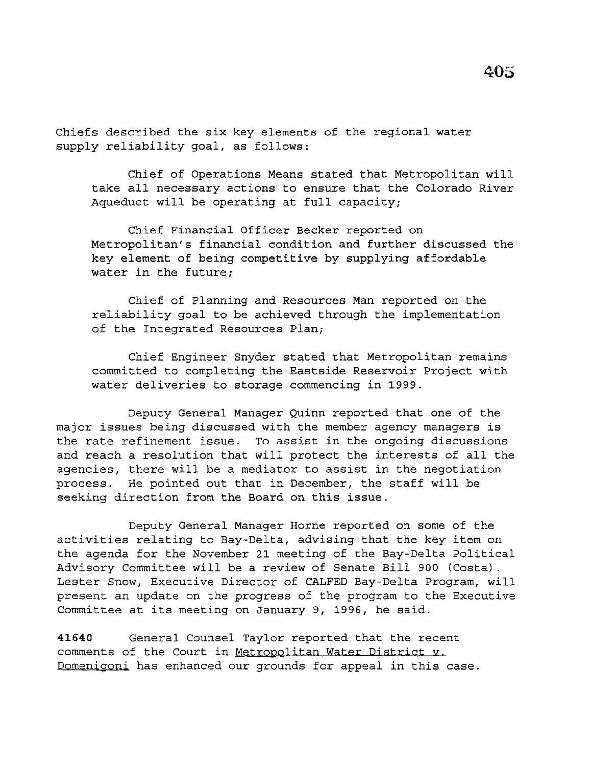Chiefs described the six key elements of the regional water supply reliability goal, as follows:

> Chief of Operations Means stated that Metropolitan will take all necessary actions to ensure that the Colorado River Aqueduct will be operating at full capacity;
>
> Chief Financial Officer Becker reported on Metropolitan's financial condition and further discussed the key element of being competitive by supplying affordable water in the future;
>
> Chief of Planning and Resources Man reported on the reliability goal to be achieved through the implementation of the Integrated Resources Plan;
>
> Chief Engineer Snyder stated that Metropolitan remains committed to completing the Eastside Reservoir Project with water deliveries to storage commencing in 1999.

Deputy General Manager Quinn reported that one of the major issues being discussed with the member agency managers is the rate refinement issue. To assist in the ongoing discussions and reach a resolution that will protect the interests of all the agencies, there will be a mediator to assist in the negotiation process. He pointed out that in December, the staff will be seeking direction from the Board on this issue.

Deputy General Manager Horne reported on some of the activities relating to Bay-Delta, advising that the key item on the agenda for the November 21 meeting of the Bay-Delta Political Advisory Committee will be a review of Senate Bill 900 (Costa). Lester Snow, Executive Director of CALFED Bay-Delta Program, will present an update on the progress of the program to the Executive Committee at its meeting on January 9, 1996, he said.

**41640** General Counsel Taylor reported that the recent comments of the Court in Metropolitan Water District v. Domenigoni has enhanced our grounds for appeal in this case.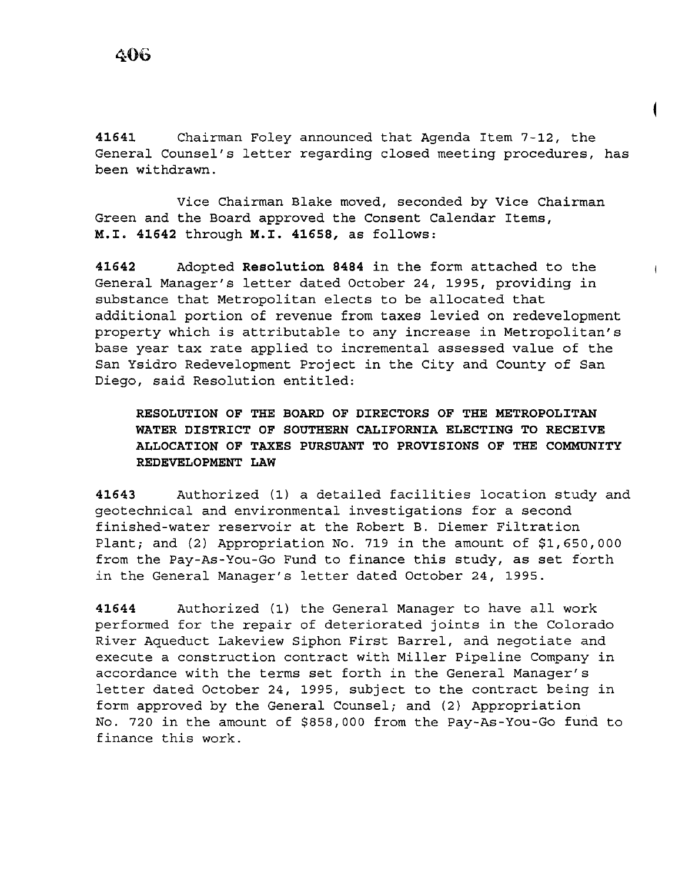**41641** Chairman Foley announced that Agenda Item 7-12, the General Counsel's letter regarding closed meeting procedures, has been withdrawn.

Vice Chairman Blake moved, seconded by Vice Chairman Green and the Board approved the Consent Calendar Items, **M.I. 41642** through **M.I. 41658,** as follows:

**41642** Adopted **Resolution 8484** in the form attached to the General Manager's letter dated October 24, 1995, providing in substance that Metropolitan elects to be allocated that additional portion of revenue from taxes levied on redevelopment property which is attributable to any increase in Metropolitan's base year tax rate applied to incremental assessed value of the San Ysidro Redevelopment Project in the City and County of San Diego, said Resolution entitled:

> **RESOLUTION OF THE BOARD OF DIRECTORS OF THE METROPOLITAN WATER DISTRICT OF SOUTHERN CALIFORNIA ELECTING TO RECEIVE ALLOCATION OF TAXES PURSUANT TO PROVISIONS OF THE COMMUNITY REDEVELOPMENT LAW**

**41643** Authorized (1) a detailed facilities location study and geotechnical and environmental investigations for a second finished-water reservoir at the Robert B. Diemer Filtration Plant; and (2) Appropriation No. 719 in the amount of $1,650,000 from the Pay-As-You-Go Fund to finance this study, as set forth in the General Manager's letter dated October 24, 1995.

**41644** Authorized (1) the General Manager to have all work performed for the repair of deteriorated joints in the Colorado River Aqueduct Lakeview Siphon First Barrel, and negotiate and execute a construction contract with Miller Pipeline Company in accordance with the terms set forth in the General Manager's letter dated October 24, 1995, subject to the contract being in form approved by the General Counsel; and (2) Appropriation No. 720 in the amount of $858,000 from the Pay-As-You-Go fund to finance this work.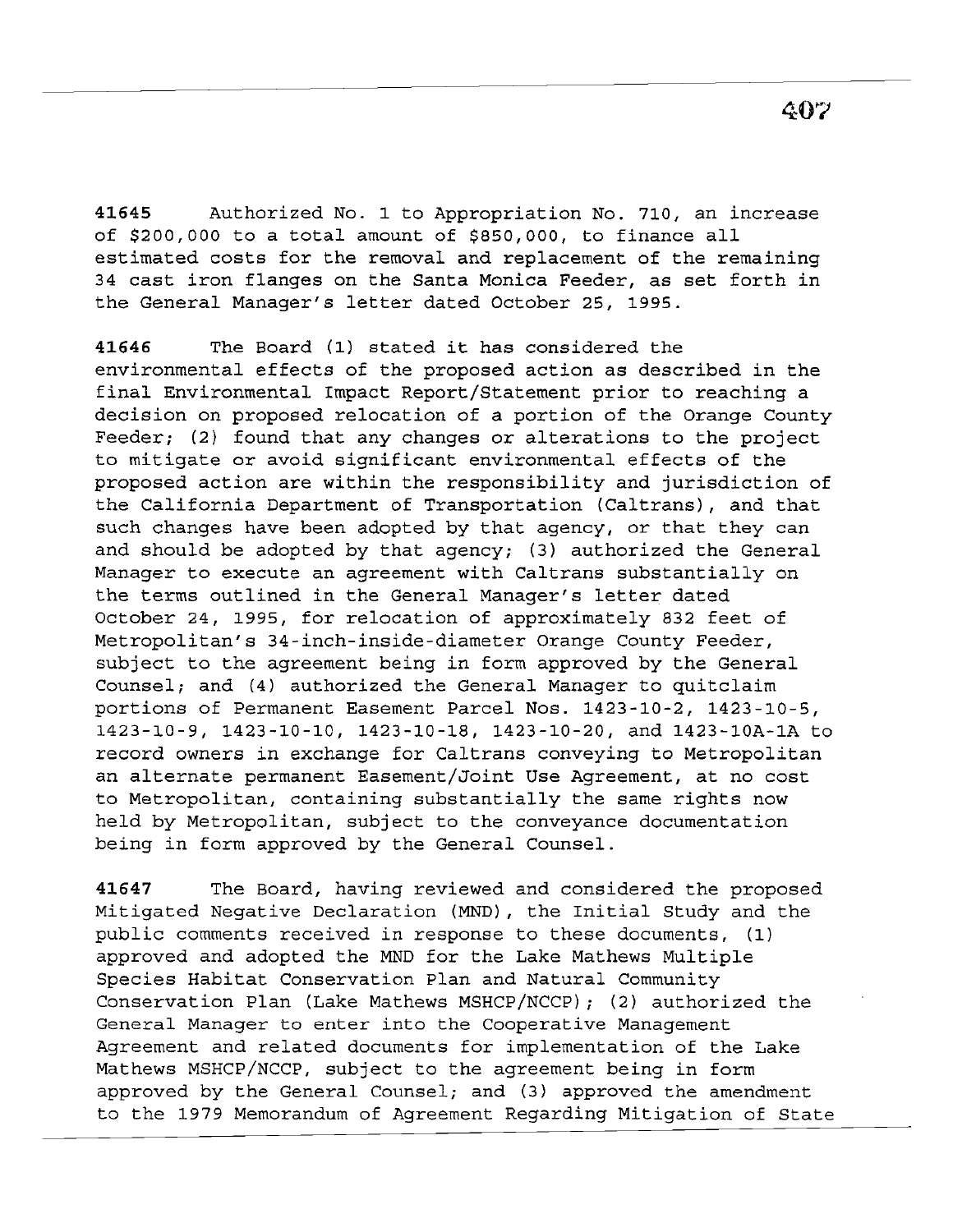**41645** Authorized No. 1 to Appropriation No. 710, an increase of $200,000 to a total amount of $850,000, to finance all estimated costs for the removal and replacement of the remaining 34 cast iron flanges on the Santa Monica Feeder, as set forth in the General Manager's letter dated October 25, 1995.

**41646** The Board (1) stated it has considered the environmental effects of the proposed action as described in the final Environmental Impact Report/Statement prior to reaching a decision on proposed relocation of a portion of the Orange County Feeder; (2) found that any changes or alterations to the project to mitigate or avoid significant environmental effects of the proposed action are within the responsibility and jurisdiction of the California Department of Transportation (Caltrans), and that such changes have been adopted by that agency, or that they can and should be adopted by that agency; (3) authorized the General Manager to execute an agreement with Caltrans substantially on the terms outlined in the General Manager's letter dated October 24, 1995, for relocation of approximately 832 feet of Metropolitan's 34-inch-inside-diameter Orange County Feeder, subject to the agreement being in form approved by the General Counsel; and (4) authorized the General Manager to quitclaim portions of Permanent Easement Parcel Nos. 1423-10-2, 1423-10-5, 1423-10-9, 1423-10-10, 1423-10-18, 1423-10-20, and 1423-10A-1A to record owners in exchange for Caltrans conveying to Metropolitan an alternate permanent Easement/Joint Use Agreement, at no cost to Metropolitan, containing substantially the same rights now held by Metropolitan, subject to the conveyance documentation being in form approved by the General Counsel.

**41647** The Board, having reviewed and considered the proposed Mitigated Negative Declaration (MND), the Initial Study and the public comments received in response to these documents, (1) approved and adopted the MND for the Lake Mathews Multiple Species Habitat Conservation Plan and Natural Community Conservation Plan (Lake Mathews MSHCP/NCCP); (2) authorized the General Manager to enter into the Cooperative Management Agreement and related documents for implementation of the Lake Mathews MSHCP/NCCP, subject to the agreement being in form approved by the General Counsel; and (3) approved the amendment to the 1979 Memorandum of Agreement Regarding Mitigation of State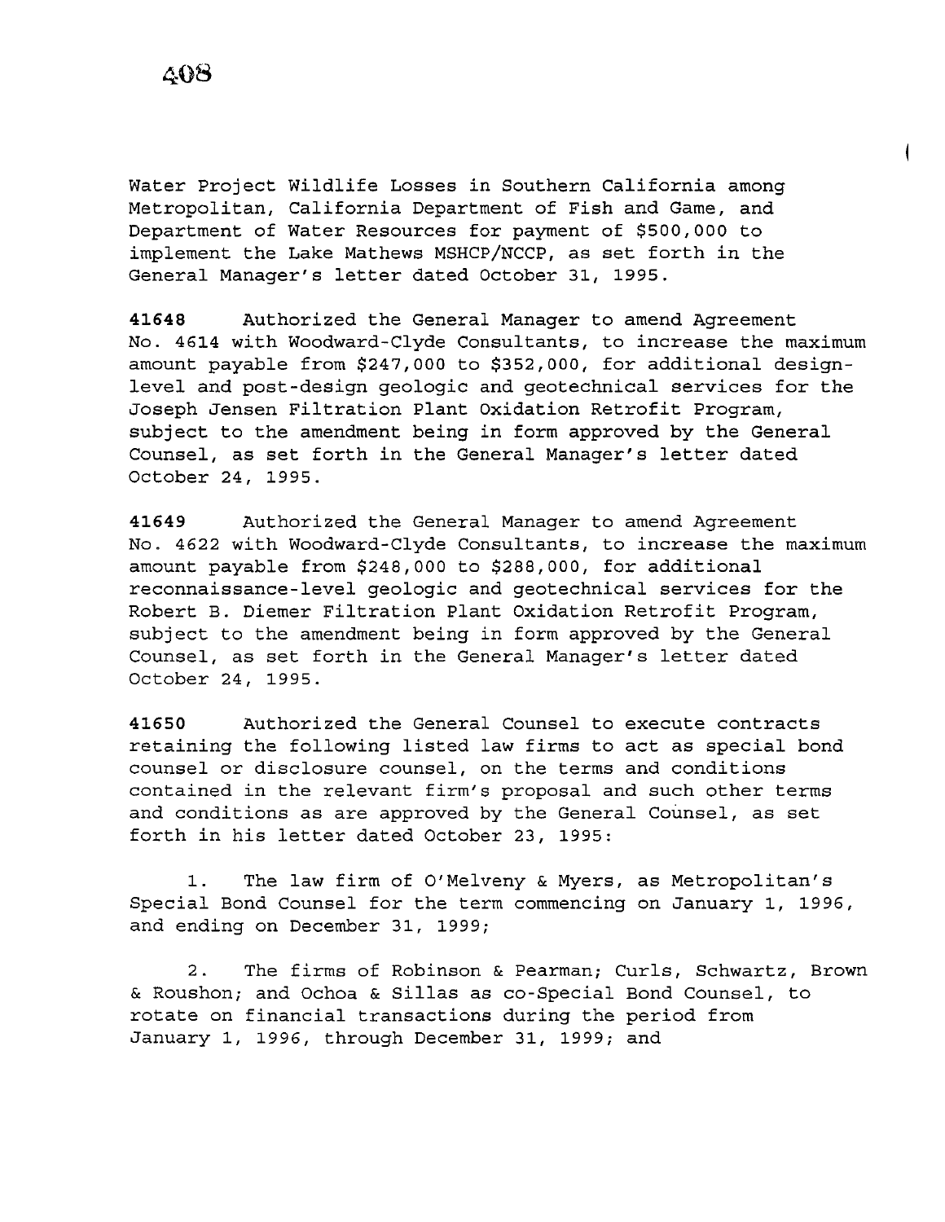Water Project Wildlife Losses in Southern California among Metropolitan, California Department of Fish and Game, and Department of Water Resources for payment of $500,000 to implement the Lake Mathews MSHCP/NCCP, as set forth in the General Manager's letter dated October 31, 1995.

**41648** Authorized the General Manager to amend Agreement No. 4614 with Woodward-Clyde Consultants, to increase the maximum amount payable from $247,000 to $352,000, for additional design-level and post-design geologic and geotechnical services for the Joseph Jensen Filtration Plant Oxidation Retrofit Program, subject to the amendment being in form approved by the General Counsel, as set forth in the General Manager's letter dated October 24, 1995.

**41649** Authorized the General Manager to amend Agreement No. 4622 with Woodward-Clyde Consultants, to increase the maximum amount payable from $248,000 to $288,000, for additional reconnaissance-level geologic and geotechnical services for the Robert B. Diemer Filtration Plant Oxidation Retrofit Program, subject to the amendment being in form approved by the General Counsel, as set forth in the General Manager's letter dated October 24, 1995.

**41650** Authorized the General Counsel to execute contracts retaining the following listed law firms to act as special bond counsel or disclosure counsel, on the terms and conditions contained in the relevant firm's proposal and such other terms and conditions as are approved by the General Counsel, as set forth in his letter dated October 23, 1995:

1. The law firm of O'Melveny & Myers, as Metropolitan's Special Bond Counsel for the term commencing on January 1, 1996, and ending on December 31, 1999;

2. The firms of Robinson & Pearman; Curls, Schwartz, Brown & Roushon; and Ochoa & Sillas as co-Special Bond Counsel, to rotate on financial transactions during the period from January 1, 1996, through December 31, 1999; and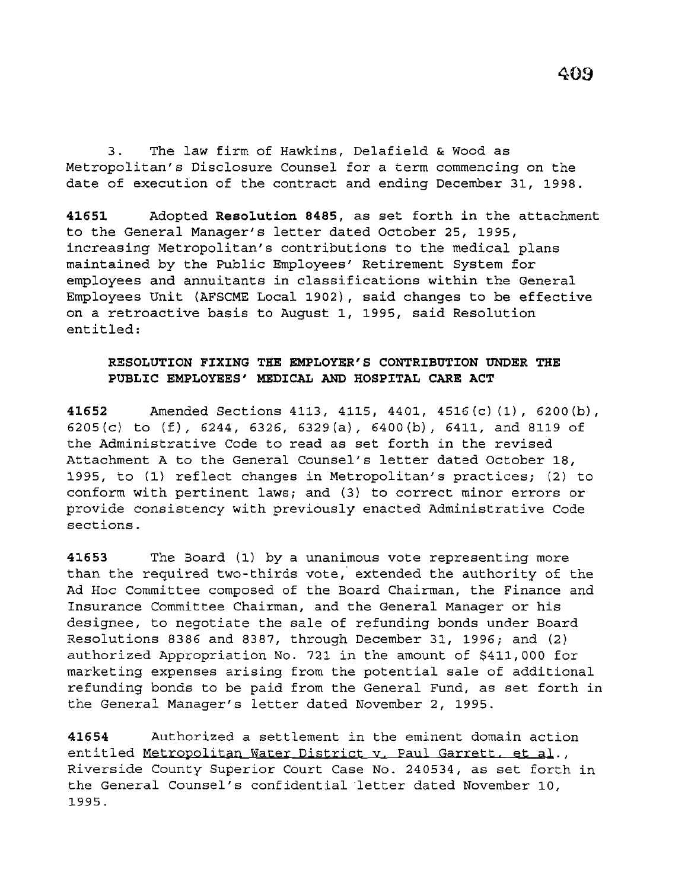3. The law firm of Hawkins, Delafield & Wood as Metropolitan's Disclosure Counsel for a term commencing on the date of execution of the contract and ending December 31, 1998.

**41651** Adopted **Resolution 8485**, as set forth in the attachment to the General Manager's letter dated October 25, 1995, increasing Metropolitan's contributions to the medical plans maintained by the Public Employees' Retirement System for employees and annuitants in classifications within the General Employees Unit (AFSCME Local 1902), said changes to be effective on a retroactive basis to August 1, 1995, said Resolution entitled:

**RESOLUTION FIXING THE EMPLOYER'S CONTRIBUTION UNDER THE PUBLIC EMPLOYEES' MEDICAL AND HOSPITAL CARE ACT**

**41652** Amended Sections 4113, 4115, 4401, 4516(c)(1), 6200(b), 6205(c) to (f), 6244, 6326, 6329(a), 6400(b), 6411, and 8119 of the Administrative Code to read as set forth in the revised Attachment A to the General Counsel's letter dated October 18, 1995, to (1) reflect changes in Metropolitan's practices; (2) to conform with pertinent laws; and (3) to correct minor errors or provide consistency with previously enacted Administrative Code sections.

**41653** The Board (1) by a unanimous vote representing more than the required two-thirds vote, extended the authority of the Ad Hoc Committee composed of the Board Chairman, the Finance and Insurance Committee Chairman, and the General Manager or his designee, to negotiate the sale of refunding bonds under Board Resolutions 8386 and 8387, through December 31, 1996; and (2) authorized Appropriation No. 721 in the amount of $411,000 for marketing expenses arising from the potential sale of additional refunding bonds to be paid from the General Fund, as set forth in the General Manager's letter dated November 2, 1995.

**41654** Authorized a settlement in the eminent domain action entitled Metropolitan Water District v. Paul Garrett, et al., Riverside County Superior Court Case No. 240534, as set forth in the General Counsel's confidential letter dated November 10, 1995.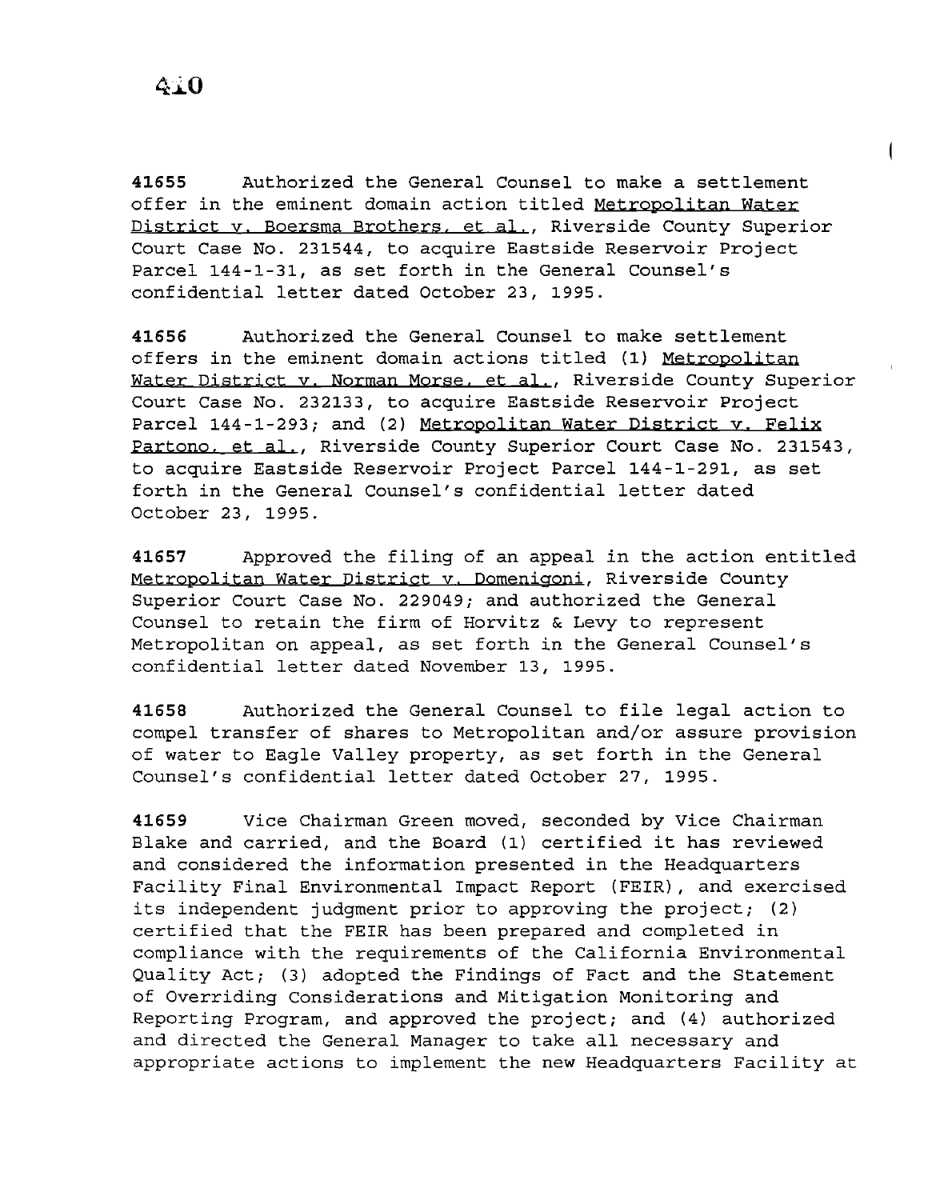**41655** Authorized the General Counsel to make a settlement offer in the eminent domain action titled Metropolitan Water District v. Boersma Brothers, et al., Riverside County Superior Court Case No. 231544, to acquire Eastside Reservoir Project Parcel 144-1-31, as set forth in the General Counsel's confidential letter dated October 23, 1995.

**41656** Authorized the General Counsel to make settlement offers in the eminent domain actions titled (1) Metropolitan Water District v. Norman Morse, et al., Riverside County Superior Court Case No. 232133, to acquire Eastside Reservoir Project Parcel 144-1-293; and (2) Metropolitan Water District v. Felix Partono, et al., Riverside County Superior Court Case No. 231543, to acquire Eastside Reservoir Project Parcel 144-1-291, as set forth in the General Counsel's confidential letter dated October 23, 1995.

**41657** Approved the filing of an appeal in the action entitled Metropolitan Water District v. Domenigoni, Riverside County Superior Court Case No. 229049; and authorized the General Counsel to retain the firm of Horvitz & Levy to represent Metropolitan on appeal, as set forth in the General Counsel's confidential letter dated November 13, 1995.

**41658** Authorized the General Counsel to file legal action to compel transfer of shares to Metropolitan and/or assure provision of water to Eagle Valley property, as set forth in the General Counsel's confidential letter dated October 27, 1995.

**41659** Vice Chairman Green moved, seconded by Vice Chairman Blake and carried, and the Board (1) certified it has reviewed and considered the information presented in the Headquarters Facility Final Environmental Impact Report (FEIR), and exercised its independent judgment prior to approving the project; (2) certified that the FEIR has been prepared and completed in compliance with the requirements of the California Environmental Quality Act; (3) adopted the Findings of Fact and the Statement of Overriding Considerations and Mitigation Monitoring and Reporting Program, and approved the project; and (4) authorized and directed the General Manager to take all necessary and appropriate actions to implement the new Headquarters Facility at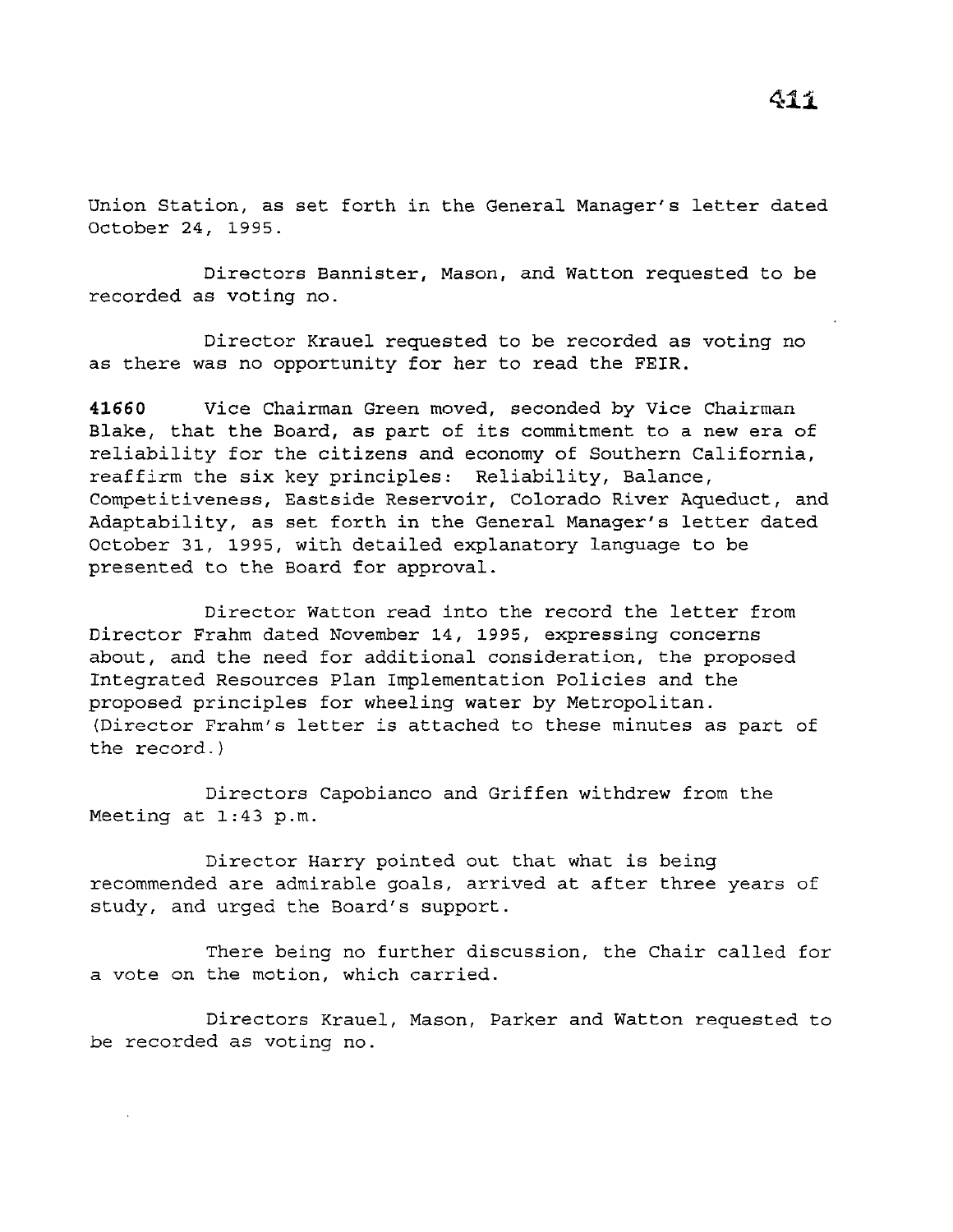Union Station, as set forth in the General Manager's letter dated October 24, 1995.

Directors Bannister, Mason, and Watton requested to be recorded as voting no.

Director Krauel requested to be recorded as voting no as there was no opportunity for her to read the FEIR.

**41660** Vice Chairman Green moved, seconded by Vice Chairman Blake, that the Board, as part of its commitment to a new era of reliability for the citizens and economy of Southern California, reaffirm the six key principles: Reliability, Balance, Competitiveness, Eastside Reservoir, Colorado River Aqueduct, and Adaptability, as set forth in the General Manager's letter dated October 31, 1995, with detailed explanatory language to be presented to the Board for approval.

Director Watton read into the record the letter from Director Frahm dated November 14, 1995, expressing concerns about, and the need for additional consideration, the proposed Integrated Resources Plan Implementation Policies and the proposed principles for wheeling water by Metropolitan. (Director Frahm's letter is attached to these minutes as part of the record.)

Directors Capobianco and Griffen withdrew from the Meeting at 1:43 p.m.

Director Harry pointed out that what is being recommended are admirable goals, arrived at after three years of study, and urged the Board's support.

There being no further discussion, the Chair called for a vote on the motion, which carried.

Directors Krauel, Mason, Parker and Watton requested to be recorded as voting no.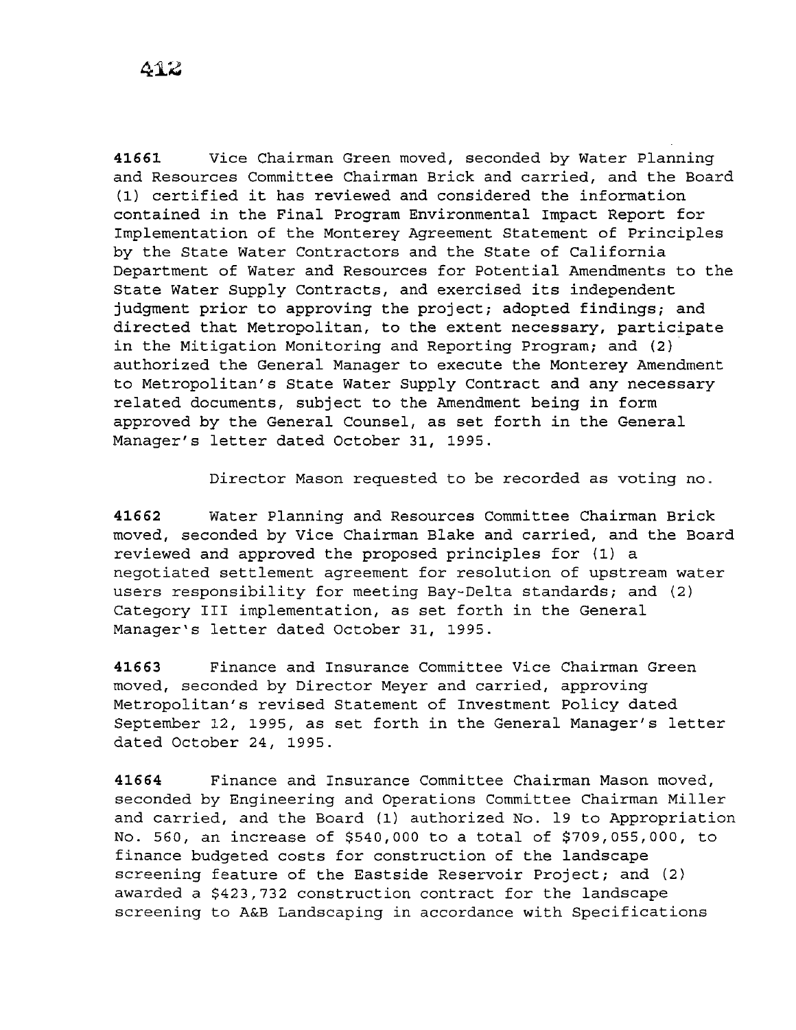**41661** Vice Chairman Green moved, seconded by Water Planning and Resources Committee Chairman Brick and carried, and the Board (1) certified it has reviewed and considered the information contained in the Final Program Environmental Impact Report for Implementation of the Monterey Agreement Statement of Principles by the State Water Contractors and the State of California Department of Water and Resources for Potential Amendments to the State Water Supply Contracts, and exercised its independent judgment prior to approving the project; adopted findings; and directed that Metropolitan, to the extent necessary, participate in the Mitigation Monitoring and Reporting Program; and (2) authorized the General Manager to execute the Monterey Amendment to Metropolitan's State Water Supply Contract and any necessary related documents, subject to the Amendment being in form approved by the General Counsel, as set forth in the General Manager's letter dated October 31, 1995.

Director Mason requested to be recorded as voting no.

**41662** Water Planning and Resources Committee Chairman Brick moved, seconded by Vice Chairman Blake and carried, and the Board reviewed and approved the proposed principles for (1) a negotiated settlement agreement for resolution of upstream water users responsibility for meeting Bay-Delta standards; and (2) Category III implementation, as set forth in the General Manager's letter dated October 31, 1995.

**41663** Finance and Insurance Committee Vice Chairman Green moved, seconded by Director Meyer and carried, approving Metropolitan's revised Statement of Investment Policy dated September 12, 1995, as set forth in the General Manager's letter dated October 24, 1995.

**41664** Finance and Insurance Committee Chairman Mason moved, seconded by Engineering and Operations Committee Chairman Miller and carried, and the Board (1) authorized No. 19 to Appropriation No. 560, an increase of $540,000 to a total of $709,055,000, to finance budgeted costs for construction of the landscape screening feature of the Eastside Reservoir Project; and (2) awarded a $423,732 construction contract for the landscape screening to A&B Landscaping in accordance with Specifications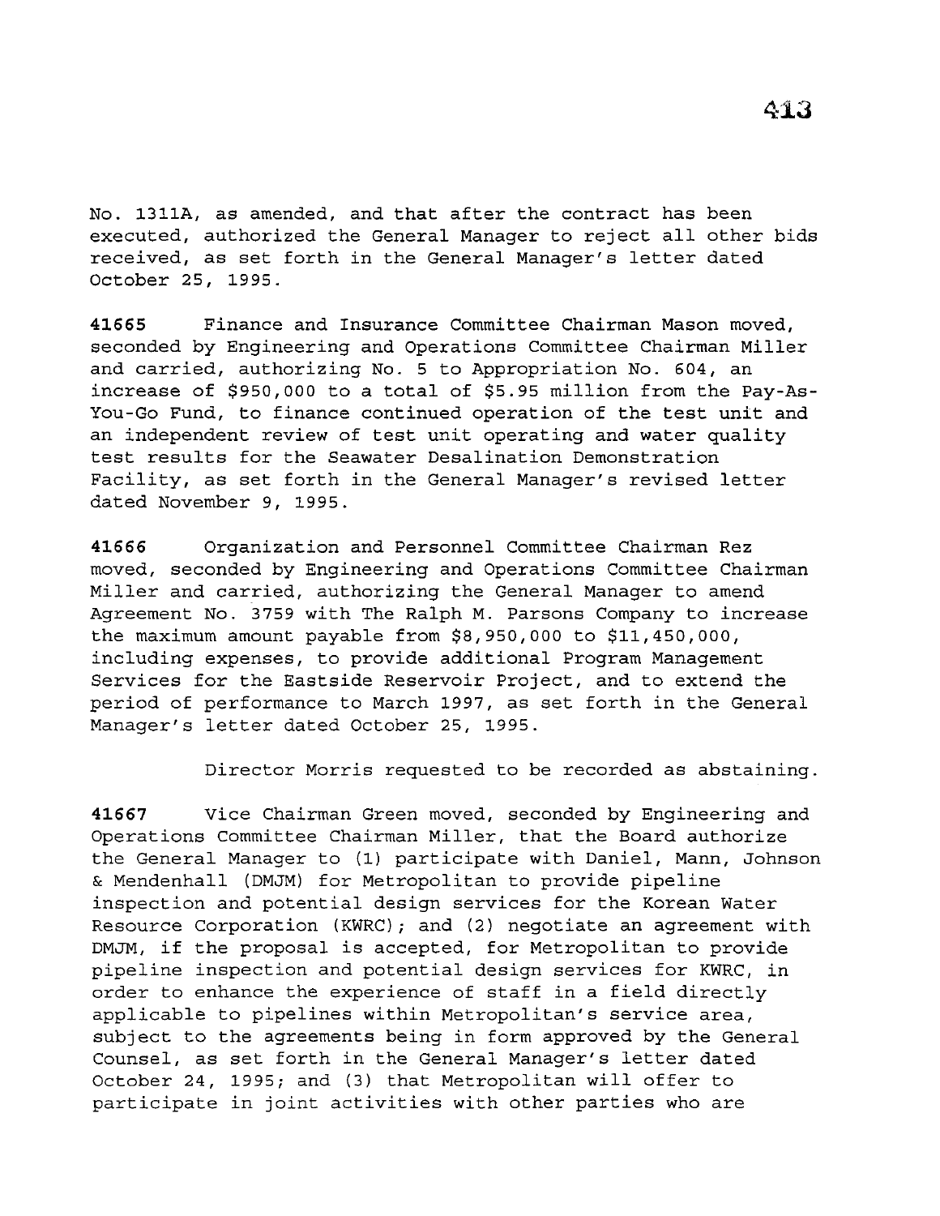No. 1311A, as amended, and that after the contract has been executed, authorized the General Manager to reject all other bids received, as set forth in the General Manager's letter dated October 25, 1995.

**41665** Finance and Insurance Committee Chairman Mason moved, seconded by Engineering and Operations Committee Chairman Miller and carried, authorizing No. 5 to Appropriation No. 604, an increase of $950,000 to a total of $5.95 million from the Pay-As-You-Go Fund, to finance continued operation of the test unit and an independent review of test unit operating and water quality test results for the Seawater Desalination Demonstration Facility, as set forth in the General Manager's revised letter dated November 9, 1995.

**41666** Organization and Personnel Committee Chairman Rez moved, seconded by Engineering and Operations Committee Chairman Miller and carried, authorizing the General Manager to amend Agreement No. 3759 with The Ralph M. Parsons Company to increase the maximum amount payable from $8,950,000 to $11,450,000, including expenses, to provide additional Program Management Services for the Eastside Reservoir Project, and to extend the period of performance to March 1997, as set forth in the General Manager's letter dated October 25, 1995.

Director Morris requested to be recorded as abstaining.

**41667** Vice Chairman Green moved, seconded by Engineering and Operations Committee Chairman Miller, that the Board authorize the General Manager to (1) participate with Daniel, Mann, Johnson & Mendenhall (DMJM) for Metropolitan to provide pipeline inspection and potential design services for the Korean Water Resource Corporation (KWRC); and (2) negotiate an agreement with DMJM, if the proposal is accepted, for Metropolitan to provide pipeline inspection and potential design services for KWRC, in order to enhance the experience of staff in a field directly applicable to pipelines within Metropolitan's service area, subject to the agreements being in form approved by the General Counsel, as set forth in the General Manager's letter dated October 24, 1995; and (3) that Metropolitan will offer to participate in joint activities with other parties who are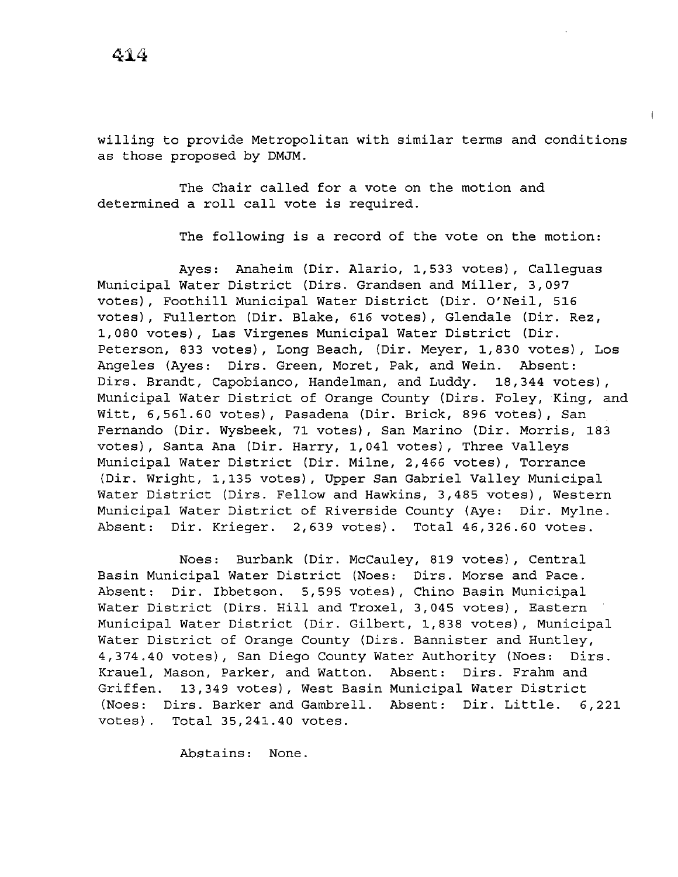willing to provide Metropolitan with similar terms and conditions as those proposed by DMJM.

The Chair called for a vote on the motion and determined a roll call vote is required.

The following is a record of the vote on the motion:

Ayes: Anaheim (Dir. Alario, 1,533 votes), Calleguas Municipal Water District (Dirs. Grandsen and Miller, 3,097 votes), Foothill Municipal Water District (Dir. O'Neil, 516 votes), Fullerton (Dir. Blake, 616 votes), Glendale (Dir. Rez, 1,080 votes), Las Virgenes Municipal Water District (Dir. Peterson, 833 votes), Long Beach, (Dir. Meyer, 1,830 votes), Los Angeles (Ayes: Dirs. Green, Moret, Pak, and Wein. Absent: Dirs. Brandt, Capobianco, Handelman, and Luddy. 18,344 votes), Municipal Water District of Orange County (Dirs. Foley, King, and Witt, 6,561.60 votes), Pasadena (Dir. Brick, 896 votes), San Fernando (Dir. Wysbeek, 71 votes), San Marino (Dir. Morris, 183 votes), Santa Ana (Dir. Harry, 1,041 votes), Three Valleys Municipal Water District (Dir. Milne, 2,466 votes), Torrance (Dir. Wright, 1,135 votes), Upper San Gabriel Valley Municipal Water District (Dirs. Fellow and Hawkins, 3,485 votes), Western Municipal Water District of Riverside County (Aye: Dir. Mylne. Absent: Dir. Krieger. 2,639 votes). Total 46,326.60 votes.

Noes: Burbank (Dir. McCauley, 819 votes), Central Basin Municipal Water District (Noes: Dirs. Morse and Pace. Absent: Dir. Ibbetson. 5,595 votes), Chino Basin Municipal Water District (Dirs. Hill and Troxel, 3,045 votes), Eastern Municipal Water District (Dir. Gilbert, 1,838 votes), Municipal Water District of Orange County (Dirs. Bannister and Huntley, 4,374.40 votes), San Diego County Water Authority (Noes: Dirs. Krauel, Mason, Parker, and Watton. Absent: Dirs. Frahm and Griffen. 13,349 votes), West Basin Municipal Water District (Noes: Dirs. Barker and Gambrell. Absent: Dir. Little. 6,221 votes). Total 35,241.40 votes.

Abstains: None.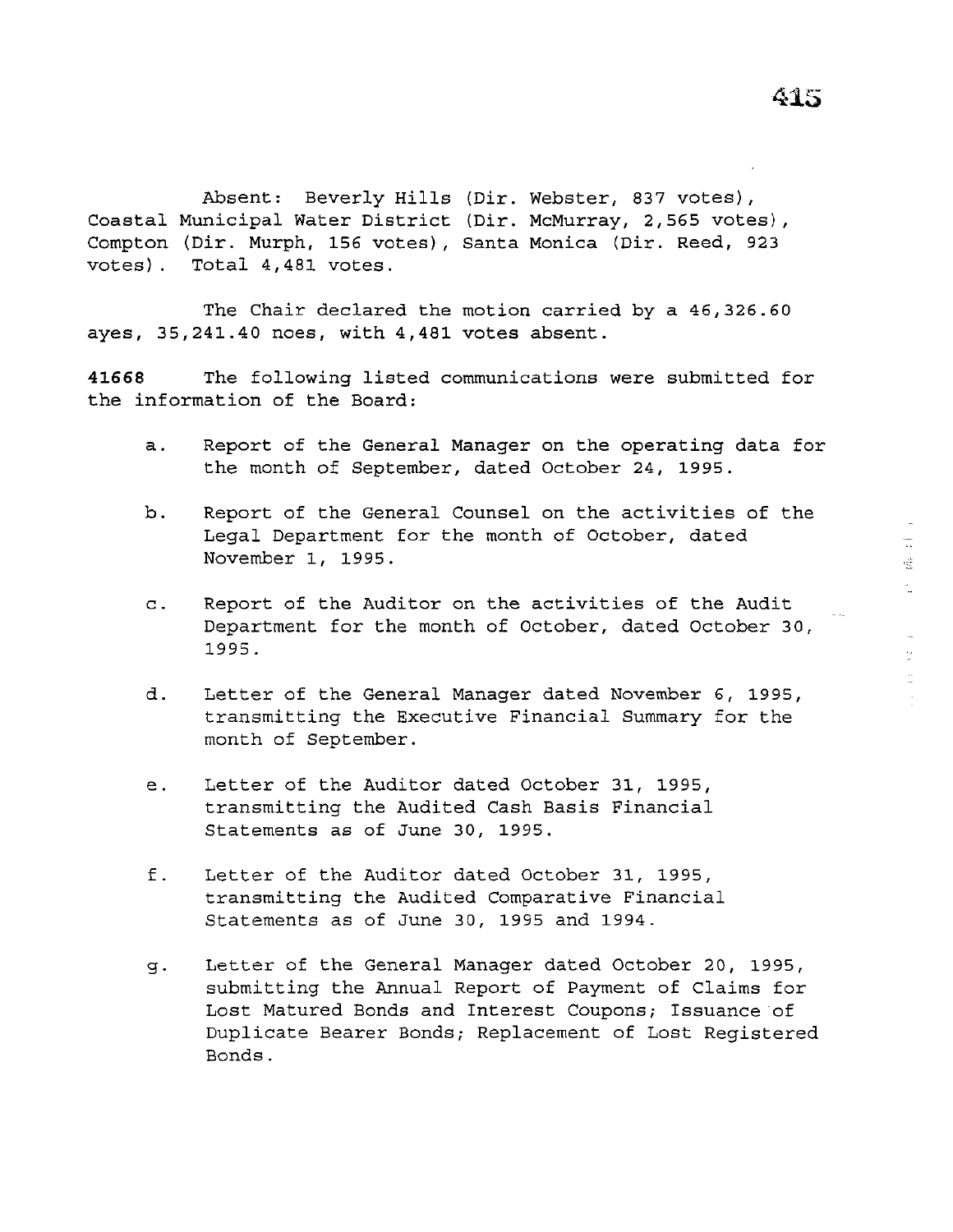Absent: Beverly Hills (Dir. Webster, 837 votes), Coastal Municipal Water District (Dir. McMurray, 2,565 votes), Compton (Dir. Murph, 156 votes), Santa Monica (Dir. Reed, 923 votes). Total 4,481 votes.

The Chair declared the motion carried by a 46,326.60 ayes, 35,241.40 noes, with 4,481 votes absent.

**41668** The following listed communications were submitted for the information of the Board:

a. Report of the General Manager on the operating data for the month of September, dated October 24, 1995.

b. Report of the General Counsel on the activities of the Legal Department for the month of October, dated November 1, 1995.

c. Report of the Auditor on the activities of the Audit Department for the month of October, dated October 30, 1995.

d. Letter of the General Manager dated November 6, 1995, transmitting the Executive Financial Summary for the month of September.

e. Letter of the Auditor dated October 31, 1995, transmitting the Audited Cash Basis Financial Statements as of June 30, 1995.

f. Letter of the Auditor dated October 31, 1995, transmitting the Audited Comparative Financial Statements as of June 30, 1995 and 1994.

g. Letter of the General Manager dated October 20, 1995, submitting the Annual Report of Payment of Claims for Lost Matured Bonds and Interest Coupons; Issuance of Duplicate Bearer Bonds; Replacement of Lost Registered Bonds.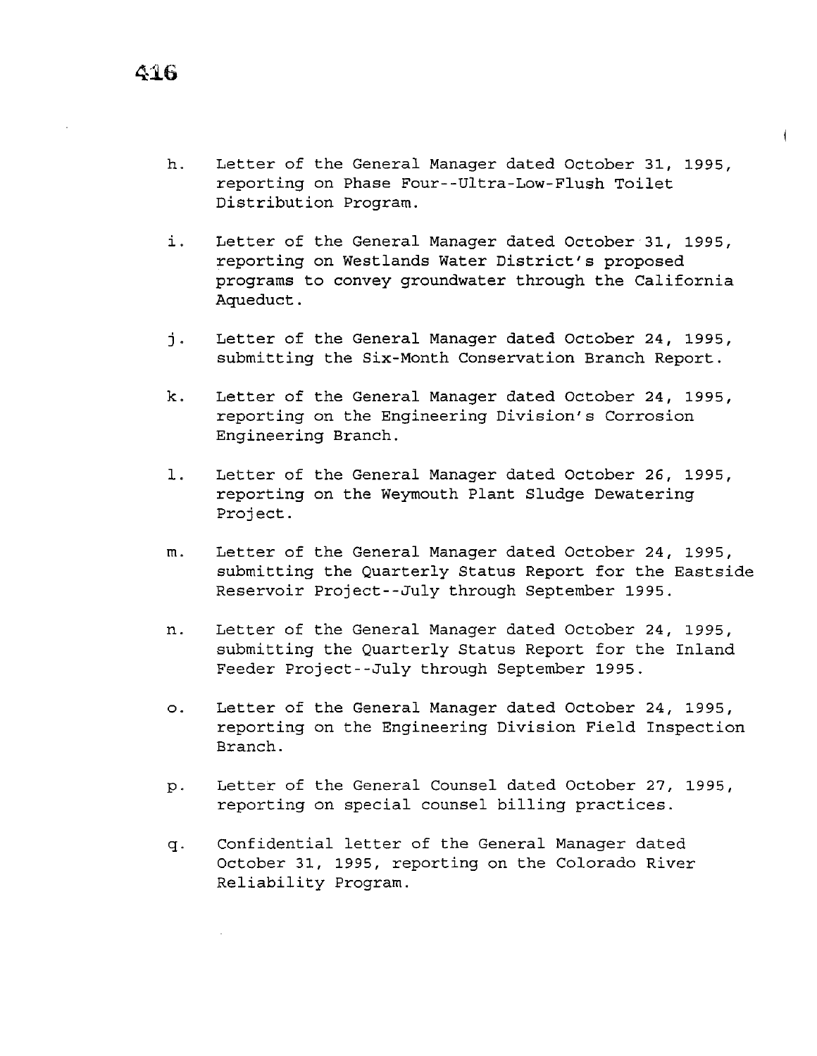h. Letter of the General Manager dated October 31, 1995, reporting on Phase Four--Ultra-Low-Flush Toilet Distribution Program.

i. Letter of the General Manager dated October 31, 1995, reporting on Westlands Water District's proposed programs to convey groundwater through the California Aqueduct.

j. Letter of the General Manager dated October 24, 1995, submitting the Six-Month Conservation Branch Report.

k. Letter of the General Manager dated October 24, 1995, reporting on the Engineering Division's Corrosion Engineering Branch.

l. Letter of the General Manager dated October 26, 1995, reporting on the Weymouth Plant Sludge Dewatering Project.

m. Letter of the General Manager dated October 24, 1995, submitting the Quarterly Status Report for the Eastside Reservoir Project--July through September 1995.

n. Letter of the General Manager dated October 24, 1995, submitting the Quarterly Status Report for the Inland Feeder Project--July through September 1995.

o. Letter of the General Manager dated October 24, 1995, reporting on the Engineering Division Field Inspection Branch.

p. Letter of the General Counsel dated October 27, 1995, reporting on special counsel billing practices.

q. Confidential letter of the General Manager dated October 31, 1995, reporting on the Colorado River Reliability Program.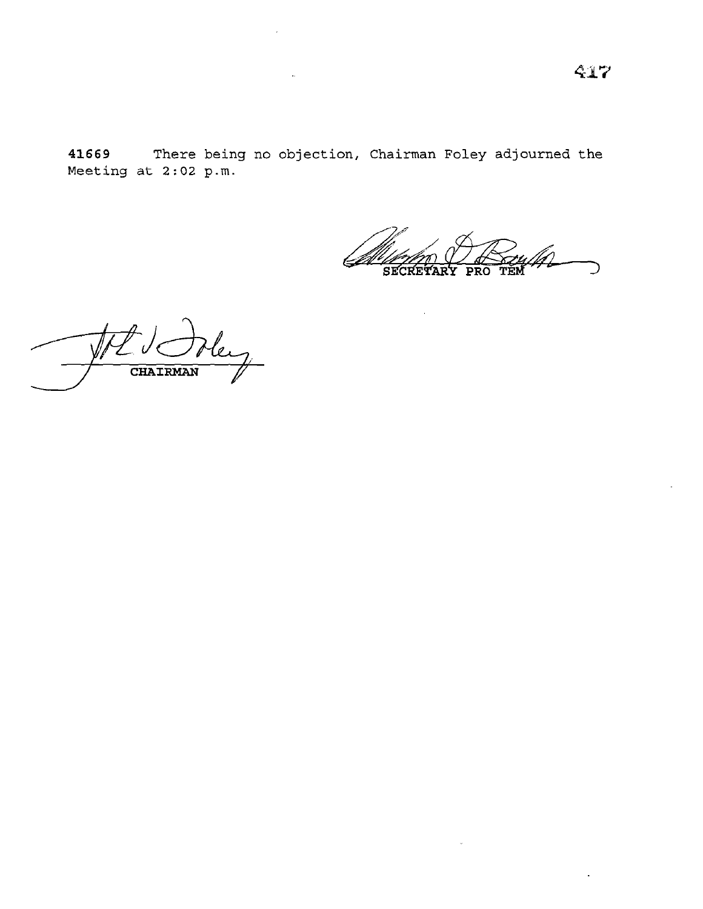**41669** There being no objection, Chairman Foley adjourned the Meeting at 2:02 p.m.

SECRETARY PRO TEM

CHAIRMAN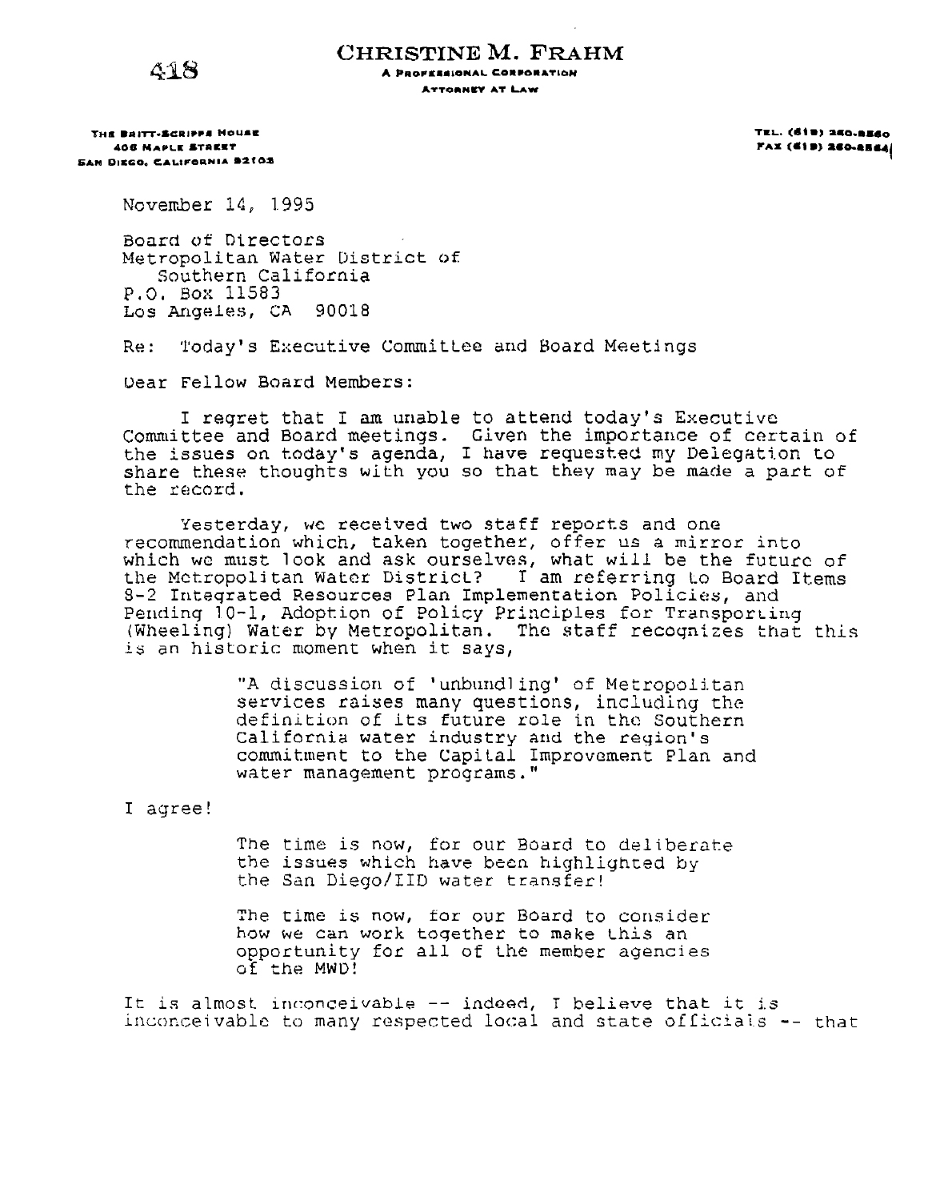# CHRISTINE M. FRAHM

A PROFESSIONAL CORPORATION
ATTORNEY AT LAW

THE BRITT-SCRIPPS HOUSE
406 MAPLE STREET
SAN DIEGO, CALIFORNIA 92103

TEL. (619) 260-8860
FAX (619) 260-8864

November 14, 1995

Board of Directors
Metropolitan Water District of
Southern California
P.O. Box 11583
Los Angeles, CA 90018

Re: Today's Executive Committee and Board Meetings

Dear Fellow Board Members:

I regret that I am unable to attend today's Executive Committee and Board meetings. Given the importance of certain of the issues on today's agenda, I have requested my Delegation to share these thoughts with you so that they may be made a part of the record.

Yesterday, we received two staff reports and one recommendation which, taken together, offer us a mirror into which we must look and ask ourselves, what will be the future of the Metropolitan Water District? I am referring to Board Items 8-2 Integrated Resources Plan Implementation Policies, and Pending 10-1, Adoption of Policy Principles for Transporting (Wheeling) Water by Metropolitan. The staff recognizes that this is an historic moment when it says,

> "A discussion of 'unbundling' of Metropolitan services raises many questions, including the definition of its future role in the Southern California water industry and the region's commitment to the Capital Improvement Plan and water management programs."

I agree!

> The time is now, for our Board to deliberate the issues which have been highlighted by the San Diego/IID water transfer!
>
> The time is now, for our Board to consider how we can work together to make this an opportunity for all of the member agencies of the MWD!

It is almost inconceivable -- indeed, I believe that it is inconceivable to many respected local and state officials -- that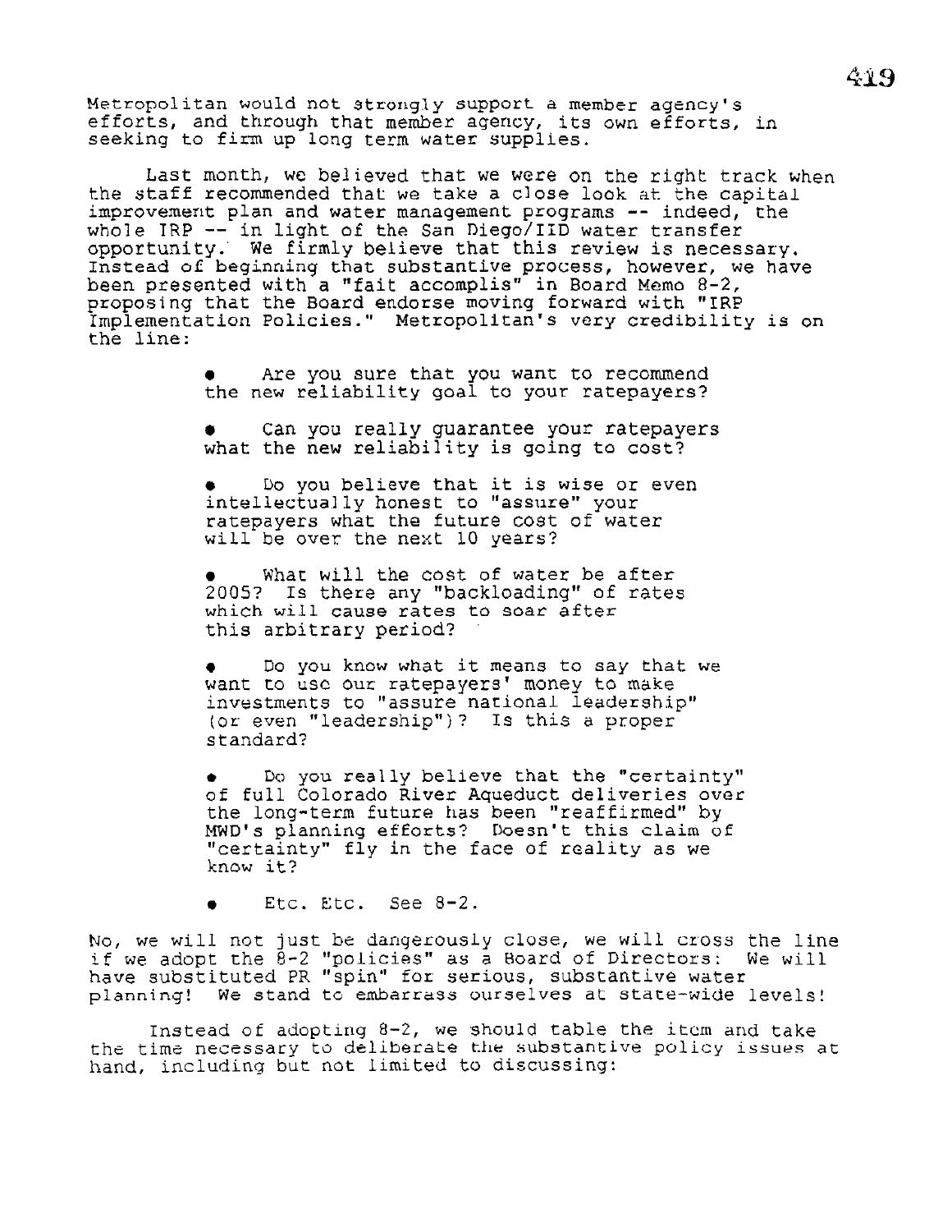Metropolitan would not strongly support a member agency's efforts, and through that member agency, its own efforts, in seeking to firm up long term water supplies.

Last month, we believed that we were on the right track when the staff recommended that we take a close look at the capital improvement plan and water management programs -- indeed, the whole IRP -- in light of the San Diego/IID water transfer opportunity. We firmly believe that this review is necessary. Instead of beginning that substantive process, however, we have been presented with a "fait accomplis" in Board Memo 8-2, proposing that the Board endorse moving forward with "IRP Implementation Policies." Metropolitan's very credibility is on the line:

- Are you sure that you want to recommend the new reliability goal to your ratepayers?

- Can you really guarantee your ratepayers what the new reliability is going to cost?

- Do you believe that it is wise or even intellectually honest to "assure" your ratepayers what the future cost of water will be over the next 10 years?

- What will the cost of water be after 2005? Is there any "backloading" of rates which will cause rates to soar after this arbitrary period?

- Do you know what it means to say that we want to use our ratepayers' money to make investments to "assure national leadership" (or even "leadership")? Is this a proper standard?

- Do you really believe that the "certainty" of full Colorado River Aqueduct deliveries over the long-term future has been "reaffirmed" by MWD's planning efforts? Doesn't this claim of "certainty" fly in the face of reality as we know it?

- Etc. Etc. See 8-2.

No, we will not just be dangerously close, we will cross the line if we adopt the 8-2 "policies" as a Board of Directors: We will have substituted PR "spin" for serious, substantive water planning! We stand to embarrass ourselves at state-wide levels!

Instead of adopting 8-2, we should table the item and take the time necessary to deliberate the substantive policy issues at hand, including but not limited to discussing: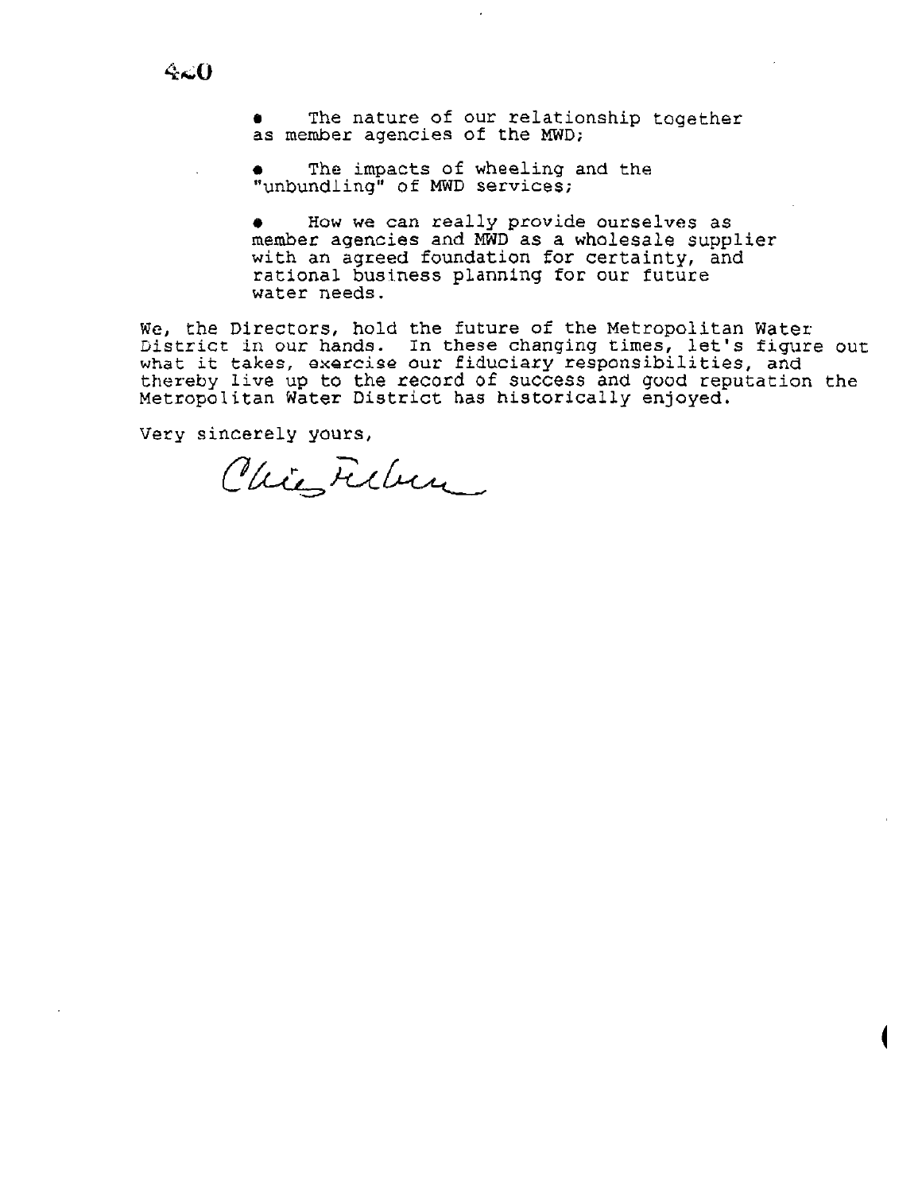- The nature of our relationship together as member agencies of the MWD;

- The impacts of wheeling and the "unbundling" of MWD services;

- How we can really provide ourselves as member agencies and MWD as a wholesale supplier with an agreed foundation for certainty, and rational business planning for our future water needs.

We, the Directors, hold the future of the Metropolitan Water District in our hands. In these changing times, let's figure out what it takes, exercise our fiduciary responsibilities, and thereby live up to the record of success and good reputation the Metropolitan Water District has historically enjoyed.

Very sincerely yours,

Chris Frahm